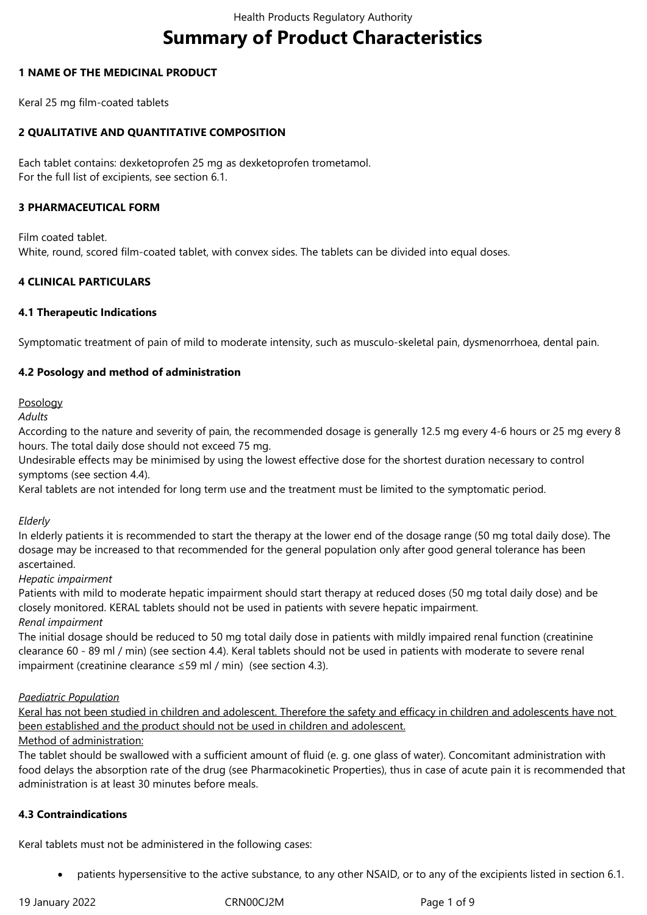# Summary of Product Characteristics

## 1 NAME OF THE MEDICINAL PRODUCT

Keral 25 mg film-coated tablets

## 2 QUALITATIVE AND QUANTITATIVE COMPOSITION

Each tablet contains: dexketoprofen 25 mg as dexketoprofen trometamol.
For the full list of excipients, see section 6.1.

## 3 PHARMACEUTICAL FORM

Film coated tablet.
White, round, scored film-coated tablet, with convex sides. The tablets can be divided into equal doses.

## 4 CLINICAL PARTICULARS

### 4.1 Therapeutic Indications

Symptomatic treatment of pain of mild to moderate intensity, such as musculo-skeletal pain, dysmenorrhoea, dental pain.

### 4.2 Posology and method of administration

<u>Posology</u>

*Adults*

According to the nature and severity of pain, the recommended dosage is generally 12.5 mg every 4-6 hours or 25 mg every 8 hours. The total daily dose should not exceed 75 mg.
Undesirable effects may be minimised by using the lowest effective dose for the shortest duration necessary to control symptoms (see section 4.4).
Keral tablets are not intended for long term use and the treatment must be limited to the symptomatic period.

*Elderly*

In elderly patients it is recommended to start the therapy at the lower end of the dosage range (50 mg total daily dose). The dosage may be increased to that recommended for the general population only after good general tolerance has been ascertained.

*Hepatic impairment*

Patients with mild to moderate hepatic impairment should start therapy at reduced doses (50 mg total daily dose) and be closely monitored. KERAL tablets should not be used in patients with severe hepatic impairment.

*Renal impairment*

The initial dosage should be reduced to 50 mg total daily dose in patients with mildly impaired renal function (creatinine clearance 60 - 89 ml / min) (see section 4.4). Keral tablets should not be used in patients with moderate to severe renal impairment (creatinine clearance ≤59 ml / min) (see section 4.3).

*<u>Paediatric Population</u>*

<u>Keral has not been studied in children and adolescent. Therefore the safety and efficacy in children and adolescents have not been established and the product should not be used in children and adolescent.</u>

<u>Method of administration:</u>

The tablet should be swallowed with a sufficient amount of fluid (e. g. one glass of water). Concomitant administration with food delays the absorption rate of the drug (see Pharmacokinetic Properties), thus in case of acute pain it is recommended that administration is at least 30 minutes before meals.

### 4.3 Contraindications

Keral tablets must not be administered in the following cases:

- patients hypersensitive to the active substance, to any other NSAID, or to any of the excipients listed in section 6.1.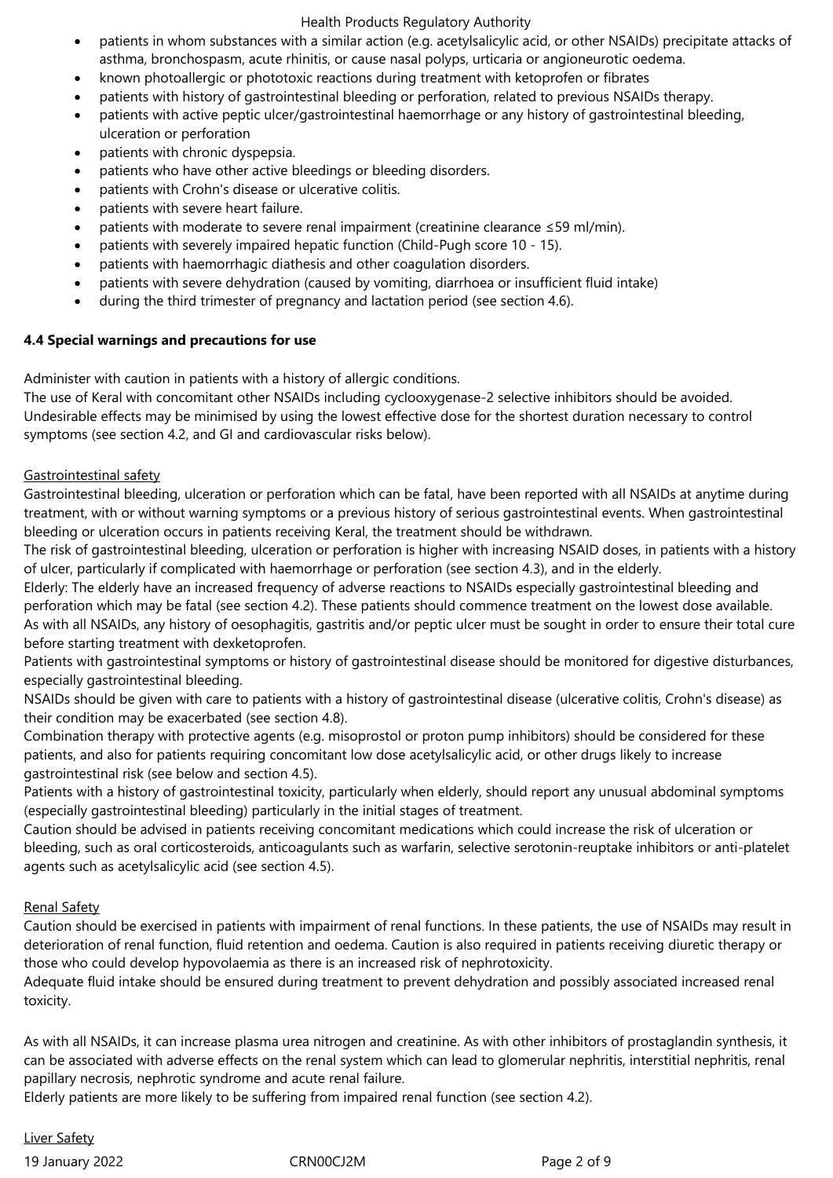- patients in whom substances with a similar action (e.g. acetylsalicylic acid, or other NSAIDs) precipitate attacks of asthma, bronchospasm, acute rhinitis, or cause nasal polyps, urticaria or angioneurotic oedema.
- known photoallergic or phototoxic reactions during treatment with ketoprofen or fibrates
- patients with history of gastrointestinal bleeding or perforation, related to previous NSAIDs therapy.
- patients with active peptic ulcer/gastrointestinal haemorrhage or any history of gastrointestinal bleeding, ulceration or perforation
- patients with chronic dyspepsia.
- patients who have other active bleedings or bleeding disorders.
- patients with Crohn's disease or ulcerative colitis.
- patients with severe heart failure.
- patients with moderate to severe renal impairment (creatinine clearance ≤59 ml/min).
- patients with severely impaired hepatic function (Child-Pugh score 10 - 15).
- patients with haemorrhagic diathesis and other coagulation disorders.
- patients with severe dehydration (caused by vomiting, diarrhoea or insufficient fluid intake)
- during the third trimester of pregnancy and lactation period (see section 4.6).

**4.4 Special warnings and precautions for use**

Administer with caution in patients with a history of allergic conditions.
The use of Keral with concomitant other NSAIDs including cyclooxygenase-2 selective inhibitors should be avoided.
Undesirable effects may be minimised by using the lowest effective dose for the shortest duration necessary to control symptoms (see section 4.2, and GI and cardiovascular risks below).

Gastrointestinal safety

Gastrointestinal bleeding, ulceration or perforation which can be fatal, have been reported with all NSAIDs at anytime during treatment, with or without warning symptoms or a previous history of serious gastrointestinal events. When gastrointestinal bleeding or ulceration occurs in patients receiving Keral, the treatment should be withdrawn.
The risk of gastrointestinal bleeding, ulceration or perforation is higher with increasing NSAID doses, in patients with a history of ulcer, particularly if complicated with haemorrhage or perforation (see section 4.3), and in the elderly.
Elderly: The elderly have an increased frequency of adverse reactions to NSAIDs especially gastrointestinal bleeding and perforation which may be fatal (see section 4.2). These patients should commence treatment on the lowest dose available.
As with all NSAIDs, any history of oesophagitis, gastritis and/or peptic ulcer must be sought in order to ensure their total cure before starting treatment with dexketoprofen.
Patients with gastrointestinal symptoms or history of gastrointestinal disease should be monitored for digestive disturbances, especially gastrointestinal bleeding.
NSAIDs should be given with care to patients with a history of gastrointestinal disease (ulcerative colitis, Crohn's disease) as their condition may be exacerbated (see section 4.8).
Combination therapy with protective agents (e.g. misoprostol or proton pump inhibitors) should be considered for these patients, and also for patients requiring concomitant low dose acetylsalicylic acid, or other drugs likely to increase gastrointestinal risk (see below and section 4.5).
Patients with a history of gastrointestinal toxicity, particularly when elderly, should report any unusual abdominal symptoms (especially gastrointestinal bleeding) particularly in the initial stages of treatment.
Caution should be advised in patients receiving concomitant medications which could increase the risk of ulceration or bleeding, such as oral corticosteroids, anticoagulants such as warfarin, selective serotonin-reuptake inhibitors or anti-platelet agents such as acetylsalicylic acid (see section 4.5).

Renal Safety

Caution should be exercised in patients with impairment of renal functions. In these patients, the use of NSAIDs may result in deterioration of renal function, fluid retention and oedema. Caution is also required in patients receiving diuretic therapy or those who could develop hypovolaemia as there is an increased risk of nephrotoxicity.
Adequate fluid intake should be ensured during treatment to prevent dehydration and possibly associated increased renal toxicity.

As with all NSAIDs, it can increase plasma urea nitrogen and creatinine. As with other inhibitors of prostaglandin synthesis, it can be associated with adverse effects on the renal system which can lead to glomerular nephritis, interstitial nephritis, renal papillary necrosis, nephrotic syndrome and acute renal failure.
Elderly patients are more likely to be suffering from impaired renal function (see section 4.2).

Liver Safety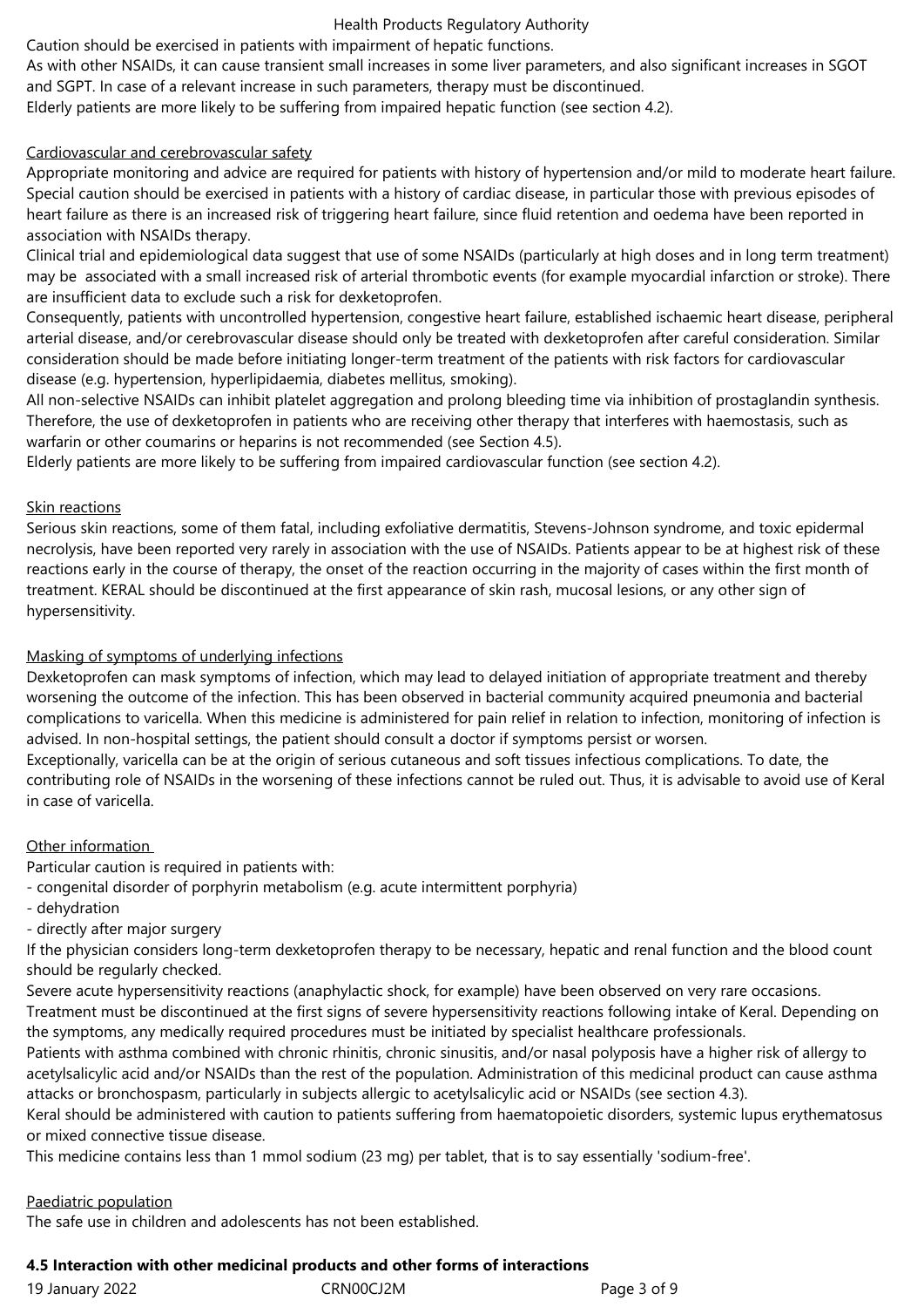Caution should be exercised in patients with impairment of hepatic functions.
As with other NSAIDs, it can cause transient small increases in some liver parameters, and also significant increases in SGOT and SGPT. In case of a relevant increase in such parameters, therapy must be discontinued.
Elderly patients are more likely to be suffering from impaired hepatic function (see section 4.2).

Cardiovascular and cerebrovascular safety

Appropriate monitoring and advice are required for patients with history of hypertension and/or mild to moderate heart failure. Special caution should be exercised in patients with a history of cardiac disease, in particular those with previous episodes of heart failure as there is an increased risk of triggering heart failure, since fluid retention and oedema have been reported in association with NSAIDs therapy.
Clinical trial and epidemiological data suggest that use of some NSAIDs (particularly at high doses and in long term treatment) may be associated with a small increased risk of arterial thrombotic events (for example myocardial infarction or stroke). There are insufficient data to exclude such a risk for dexketoprofen.
Consequently, patients with uncontrolled hypertension, congestive heart failure, established ischaemic heart disease, peripheral arterial disease, and/or cerebrovascular disease should only be treated with dexketoprofen after careful consideration. Similar consideration should be made before initiating longer-term treatment of the patients with risk factors for cardiovascular disease (e.g. hypertension, hyperlipidaemia, diabetes mellitus, smoking).
All non-selective NSAIDs can inhibit platelet aggregation and prolong bleeding time via inhibition of prostaglandin synthesis. Therefore, the use of dexketoprofen in patients who are receiving other therapy that interferes with haemostasis, such as warfarin or other coumarins or heparins is not recommended (see Section 4.5).
Elderly patients are more likely to be suffering from impaired cardiovascular function (see section 4.2).

Skin reactions

Serious skin reactions, some of them fatal, including exfoliative dermatitis, Stevens-Johnson syndrome, and toxic epidermal necrolysis, have been reported very rarely in association with the use of NSAIDs. Patients appear to be at highest risk of these reactions early in the course of therapy, the onset of the reaction occurring in the majority of cases within the first month of treatment. KERAL should be discontinued at the first appearance of skin rash, mucosal lesions, or any other sign of hypersensitivity.

Masking of symptoms of underlying infections

Dexketoprofen can mask symptoms of infection, which may lead to delayed initiation of appropriate treatment and thereby worsening the outcome of the infection. This has been observed in bacterial community acquired pneumonia and bacterial complications to varicella. When this medicine is administered for pain relief in relation to infection, monitoring of infection is advised. In non-hospital settings, the patient should consult a doctor if symptoms persist or worsen.
Exceptionally, varicella can be at the origin of serious cutaneous and soft tissues infectious complications. To date, the contributing role of NSAIDs in the worsening of these infections cannot be ruled out. Thus, it is advisable to avoid use of Keral in case of varicella.

Other information

Particular caution is required in patients with:
- congenital disorder of porphyrin metabolism (e.g. acute intermittent porphyria)
- dehydration
- directly after major surgery

If the physician considers long-term dexketoprofen therapy to be necessary, hepatic and renal function and the blood count should be regularly checked.
Severe acute hypersensitivity reactions (anaphylactic shock, for example) have been observed on very rare occasions.
Treatment must be discontinued at the first signs of severe hypersensitivity reactions following intake of Keral. Depending on the symptoms, any medically required procedures must be initiated by specialist healthcare professionals.
Patients with asthma combined with chronic rhinitis, chronic sinusitis, and/or nasal polyposis have a higher risk of allergy to acetylsalicylic acid and/or NSAIDs than the rest of the population. Administration of this medicinal product can cause asthma attacks or bronchospasm, particularly in subjects allergic to acetylsalicylic acid or NSAIDs (see section 4.3).
Keral should be administered with caution to patients suffering from haematopoietic disorders, systemic lupus erythematosus or mixed connective tissue disease.
This medicine contains less than 1 mmol sodium (23 mg) per tablet, that is to say essentially 'sodium-free'.

Paediatric population

The safe use in children and adolescents has not been established.

**4.5 Interaction with other medicinal products and other forms of interactions**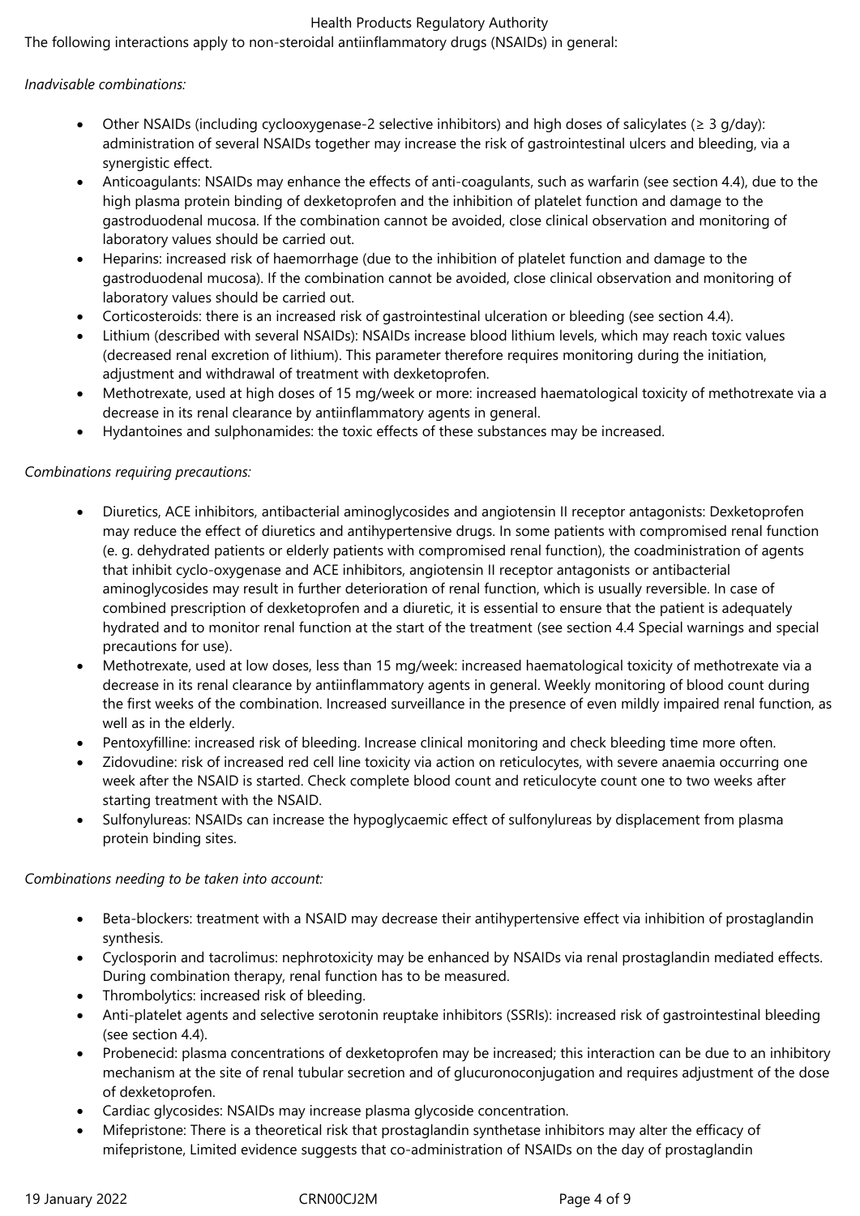The following interactions apply to non-steroidal antiinflammatory drugs (NSAIDs) in general:

*Inadvisable combinations:*

- Other NSAIDs (including cyclooxygenase-2 selective inhibitors) and high doses of salicylates (≥ 3 g/day): administration of several NSAIDs together may increase the risk of gastrointestinal ulcers and bleeding, via a synergistic effect.
- Anticoagulants: NSAIDs may enhance the effects of anti-coagulants, such as warfarin (see section 4.4), due to the high plasma protein binding of dexketoprofen and the inhibition of platelet function and damage to the gastroduodenal mucosa. If the combination cannot be avoided, close clinical observation and monitoring of laboratory values should be carried out.
- Heparins: increased risk of haemorrhage (due to the inhibition of platelet function and damage to the gastroduodenal mucosa). If the combination cannot be avoided, close clinical observation and monitoring of laboratory values should be carried out.
- Corticosteroids: there is an increased risk of gastrointestinal ulceration or bleeding (see section 4.4).
- Lithium (described with several NSAIDs): NSAIDs increase blood lithium levels, which may reach toxic values (decreased renal excretion of lithium). This parameter therefore requires monitoring during the initiation, adjustment and withdrawal of treatment with dexketoprofen.
- Methotrexate, used at high doses of 15 mg/week or more: increased haematological toxicity of methotrexate via a decrease in its renal clearance by antiinflammatory agents in general.
- Hydantoines and sulphonamides: the toxic effects of these substances may be increased.

*Combinations requiring precautions:*

- Diuretics, ACE inhibitors, antibacterial aminoglycosides and angiotensin II receptor antagonists: Dexketoprofen may reduce the effect of diuretics and antihypertensive drugs. In some patients with compromised renal function (e. g. dehydrated patients or elderly patients with compromised renal function), the coadministration of agents that inhibit cyclo-oxygenase and ACE inhibitors, angiotensin II receptor antagonists or antibacterial aminoglycosides may result in further deterioration of renal function, which is usually reversible. In case of combined prescription of dexketoprofen and a diuretic, it is essential to ensure that the patient is adequately hydrated and to monitor renal function at the start of the treatment (see section 4.4 Special warnings and special precautions for use).
- Methotrexate, used at low doses, less than 15 mg/week: increased haematological toxicity of methotrexate via a decrease in its renal clearance by antiinflammatory agents in general. Weekly monitoring of blood count during the first weeks of the combination. Increased surveillance in the presence of even mildly impaired renal function, as well as in the elderly.
- Pentoxyfilline: increased risk of bleeding. Increase clinical monitoring and check bleeding time more often.
- Zidovudine: risk of increased red cell line toxicity via action on reticulocytes, with severe anaemia occurring one week after the NSAID is started. Check complete blood count and reticulocyte count one to two weeks after starting treatment with the NSAID.
- Sulfonylureas: NSAIDs can increase the hypoglycaemic effect of sulfonylureas by displacement from plasma protein binding sites.

*Combinations needing to be taken into account:*

- Beta-blockers: treatment with a NSAID may decrease their antihypertensive effect via inhibition of prostaglandin synthesis.
- Cyclosporin and tacrolimus: nephrotoxicity may be enhanced by NSAIDs via renal prostaglandin mediated effects. During combination therapy, renal function has to be measured.
- Thrombolytics: increased risk of bleeding.
- Anti-platelet agents and selective serotonin reuptake inhibitors (SSRIs): increased risk of gastrointestinal bleeding (see section 4.4).
- Probenecid: plasma concentrations of dexketoprofen may be increased; this interaction can be due to an inhibitory mechanism at the site of renal tubular secretion and of glucuronoconjugation and requires adjustment of the dose of dexketoprofen.
- Cardiac glycosides: NSAIDs may increase plasma glycoside concentration.
- Mifepristone: There is a theoretical risk that prostaglandin synthetase inhibitors may alter the efficacy of mifepristone, Limited evidence suggests that co-administration of NSAIDs on the day of prostaglandin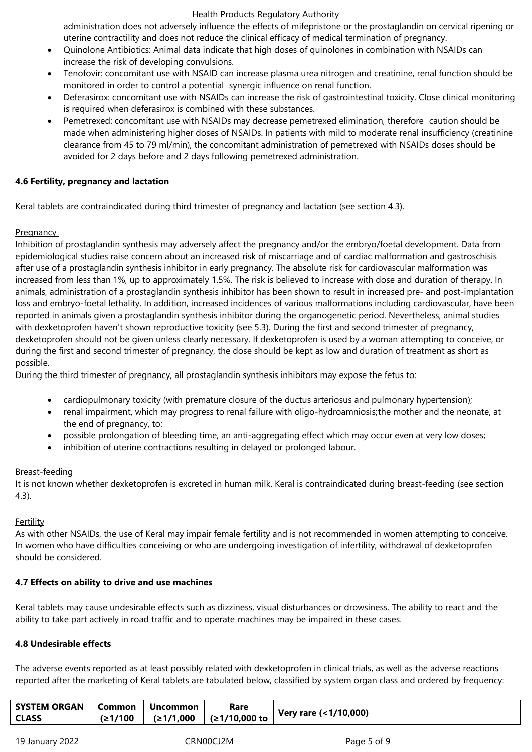administration does not adversely influence the effects of mifepristone or the prostaglandin on cervical ripening or uterine contractility and does not reduce the clinical efficacy of medical termination of pregnancy.

- Quinolone Antibiotics: Animal data indicate that high doses of quinolones in combination with NSAIDs can increase the risk of developing convulsions.
- Tenofovir: concomitant use with NSAID can increase plasma urea nitrogen and creatinine, renal function should be monitored in order to control a potential synergic influence on renal function.
- Deferasirox: concomitant use with NSAIDs can increase the risk of gastrointestinal toxicity. Close clinical monitoring is required when deferasirox is combined with these substances.
- Pemetrexed: concomitant use with NSAIDs may decrease pemetrexed elimination, therefore caution should be made when administering higher doses of NSAIDs. In patients with mild to moderate renal insufficiency (creatinine clearance from 45 to 79 ml/min), the concomitant administration of pemetrexed with NSAIDs doses should be avoided for 2 days before and 2 days following pemetrexed administration.

**4.6 Fertility, pregnancy and lactation**

Keral tablets are contraindicated during third trimester of pregnancy and lactation (see section 4.3).

Pregnancy

Inhibition of prostaglandin synthesis may adversely affect the pregnancy and/or the embryo/foetal development. Data from epidemiological studies raise concern about an increased risk of miscarriage and of cardiac malformation and gastroschisis after use of a prostaglandin synthesis inhibitor in early pregnancy. The absolute risk for cardiovascular malformation was increased from less than 1%, up to approximately 1.5%. The risk is believed to increase with dose and duration of therapy. In animals, administration of a prostaglandin synthesis inhibitor has been shown to result in increased pre- and post-implantation loss and embryo-foetal lethality. In addition, increased incidences of various malformations including cardiovascular, have been reported in animals given a prostaglandin synthesis inhibitor during the organogenetic period. Nevertheless, animal studies with dexketoprofen haven't shown reproductive toxicity (see 5.3). During the first and second trimester of pregnancy, dexketoprofen should not be given unless clearly necessary. If dexketoprofen is used by a woman attempting to conceive, or during the first and second trimester of pregnancy, the dose should be kept as low and duration of treatment as short as possible.

During the third trimester of pregnancy, all prostaglandin synthesis inhibitors may expose the fetus to:

- cardiopulmonary toxicity (with premature closure of the ductus arteriosus and pulmonary hypertension);
- renal impairment, which may progress to renal failure with oligo-hydroamniosis;the mother and the neonate, at the end of pregnancy, to:
- possible prolongation of bleeding time, an anti-aggregating effect which may occur even at very low doses;
- inhibition of uterine contractions resulting in delayed or prolonged labour.

Breast-feeding

It is not known whether dexketoprofen is excreted in human milk. Keral is contraindicated during breast-feeding (see section 4.3).

Fertility

As with other NSAIDs, the use of Keral may impair female fertility and is not recommended in women attempting to conceive. In women who have difficulties conceiving or who are undergoing investigation of infertility, withdrawal of dexketoprofen should be considered.

**4.7 Effects on ability to drive and use machines**

Keral tablets may cause undesirable effects such as dizziness, visual disturbances or drowsiness. The ability to react and the ability to take part actively in road traffic and to operate machines may be impaired in these cases.

**4.8 Undesirable effects**

The adverse events reported as at least possibly related with dexketoprofen in clinical trials, as well as the adverse reactions reported after the marketing of Keral tablets are tabulated below, classified by system organ class and ordered by frequency:

| SYSTEM ORGAN CLASS | Common (≥1/100 | Uncommon (≥1/1,000 | Rare (≥1/10,000 to | Very rare (<1/10,000) |
|---|---|---|---|---|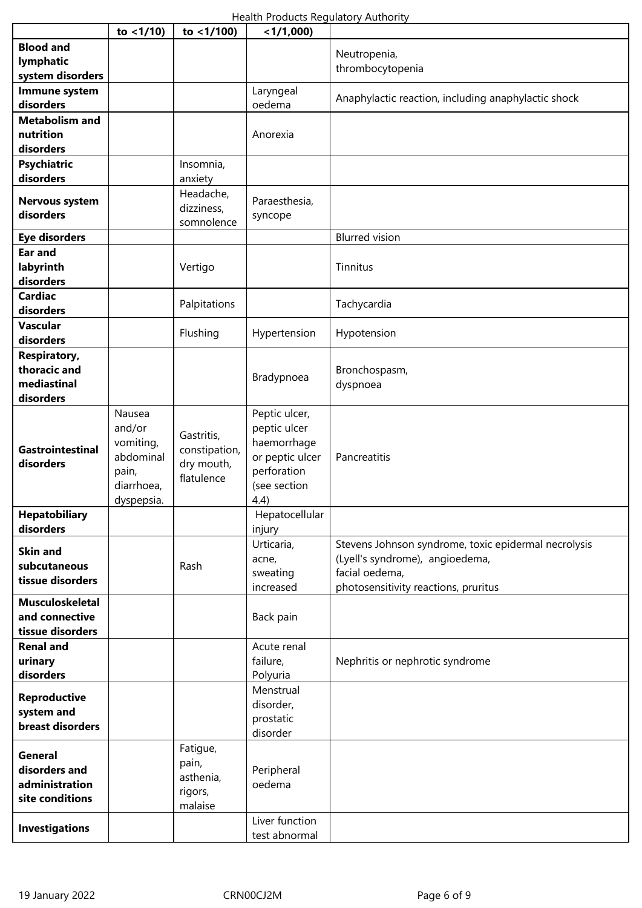| | to <1/10) | to <1/100) | <1/1,000) | |
|---|---|---|---|---|
| **Blood and lymphatic system disorders** | | | | Neutropenia, thrombocytopenia |
| **Immune system disorders** | | | Laryngeal oedema | Anaphylactic reaction, including anaphylactic shock |
| **Metabolism and nutrition disorders** | | | Anorexia | |
| **Psychiatric disorders** | | Insomnia, anxiety | | |
| **Nervous system disorders** | | Headache, dizziness, somnolence | Paraesthesia, syncope | |
| **Eye disorders** | | | | Blurred vision |
| **Ear and labyrinth disorders** | | Vertigo | | Tinnitus |
| **Cardiac disorders** | | Palpitations | | Tachycardia |
| **Vascular disorders** | | Flushing | Hypertension | Hypotension |
| **Respiratory, thoracic and mediastinal disorders** | | | Bradypnoea | Bronchospasm, dyspnoea |
| **Gastrointestinal disorders** | Nausea and/or vomiting, abdominal pain, diarrhoea, dyspepsia. | Gastritis, constipation, dry mouth, flatulence | Peptic ulcer, peptic ulcer haemorrhage or peptic ulcer perforation (see section 4.4) | Pancreatitis |
| **Hepatobiliary disorders** | | | Hepatocellular injury | |
| **Skin and subcutaneous tissue disorders** | | Rash | Urticaria, acne, sweating increased | Stevens Johnson syndrome, toxic epidermal necrolysis (Lyell's syndrome), angioedema, facial oedema, photosensitivity reactions, pruritus |
| **Musculoskeletal and connective tissue disorders** | | | Back pain | |
| **Renal and urinary disorders** | | | Acute renal failure, Polyuria | Nephritis or nephrotic syndrome |
| **Reproductive system and breast disorders** | | | Menstrual disorder, prostatic disorder | |
| **General disorders and administration site conditions** | | Fatigue, pain, asthenia, rigors, malaise | Peripheral oedema | |
| **Investigations** | | | Liver function test abnormal | |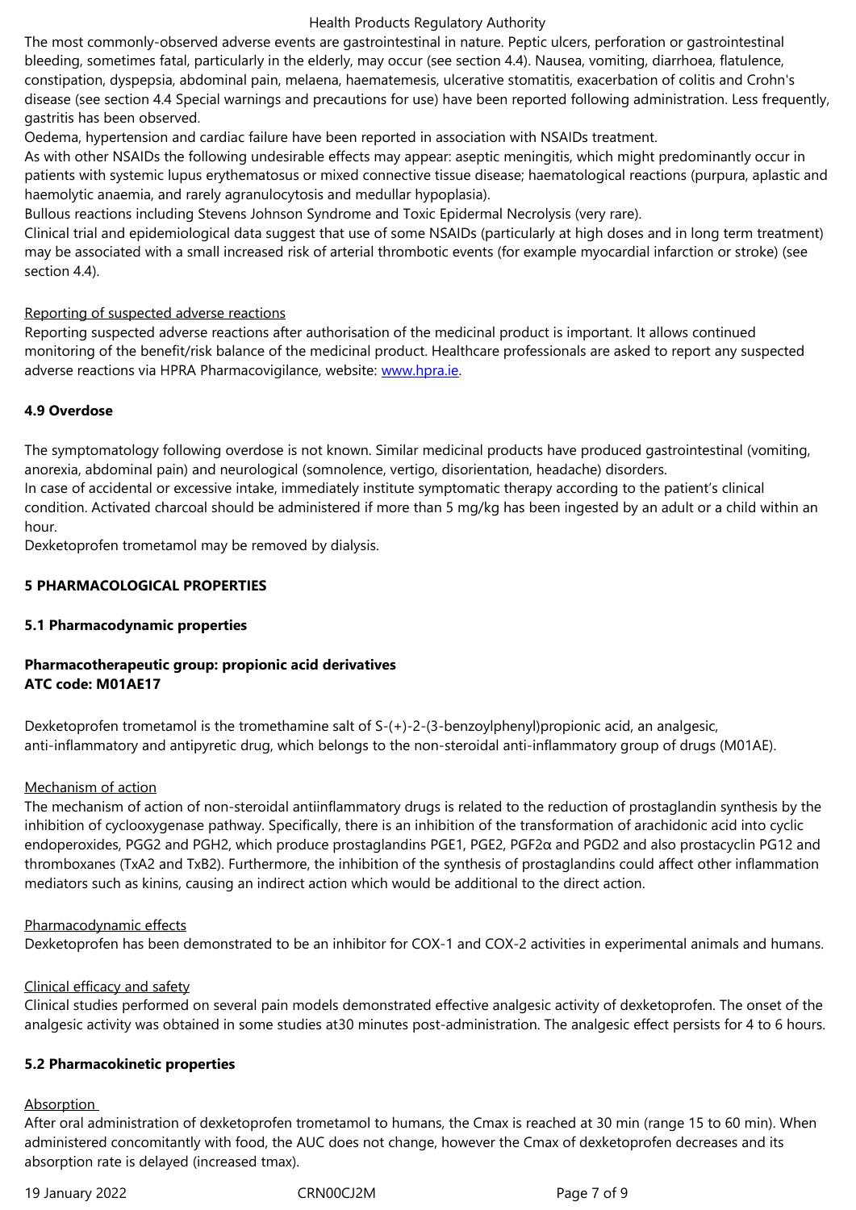The most commonly-observed adverse events are gastrointestinal in nature. Peptic ulcers, perforation or gastrointestinal bleeding, sometimes fatal, particularly in the elderly, may occur (see section 4.4). Nausea, vomiting, diarrhoea, flatulence, constipation, dyspepsia, abdominal pain, melaena, haematemesis, ulcerative stomatitis, exacerbation of colitis and Crohn's disease (see section 4.4 Special warnings and precautions for use) have been reported following administration. Less frequently, gastritis has been observed.

Oedema, hypertension and cardiac failure have been reported in association with NSAIDs treatment.

As with other NSAIDs the following undesirable effects may appear: aseptic meningitis, which might predominantly occur in patients with systemic lupus erythematosus or mixed connective tissue disease; haematological reactions (purpura, aplastic and haemolytic anaemia, and rarely agranulocytosis and medullar hypoplasia).

Bullous reactions including Stevens Johnson Syndrome and Toxic Epidermal Necrolysis (very rare).

Clinical trial and epidemiological data suggest that use of some NSAIDs (particularly at high doses and in long term treatment) may be associated with a small increased risk of arterial thrombotic events (for example myocardial infarction or stroke) (see section 4.4).

Reporting of suspected adverse reactions

Reporting suspected adverse reactions after authorisation of the medicinal product is important. It allows continued monitoring of the benefit/risk balance of the medicinal product. Healthcare professionals are asked to report any suspected adverse reactions via HPRA Pharmacovigilance, website: www.hpra.ie.

**4.9 Overdose**

The symptomatology following overdose is not known. Similar medicinal products have produced gastrointestinal (vomiting, anorexia, abdominal pain) and neurological (somnolence, vertigo, disorientation, headache) disorders.

In case of accidental or excessive intake, immediately institute symptomatic therapy according to the patient's clinical condition. Activated charcoal should be administered if more than 5 mg/kg has been ingested by an adult or a child within an hour.

Dexketoprofen trometamol may be removed by dialysis.

## 5 PHARMACOLOGICAL PROPERTIES

### 5.1 Pharmacodynamic properties

**Pharmacotherapeutic group: propionic acid derivatives**
**ATC code: M01AE17**

Dexketoprofen trometamol is the tromethamine salt of S-(+)-2-(3-benzoylphenyl)propionic acid, an analgesic, anti-inflammatory and antipyretic drug, which belongs to the non-steroidal anti-inflammatory group of drugs (M01AE).

Mechanism of action

The mechanism of action of non-steroidal antiinflammatory drugs is related to the reduction of prostaglandin synthesis by the inhibition of cyclooxygenase pathway. Specifically, there is an inhibition of the transformation of arachidonic acid into cyclic endoperoxides, PGG2 and PGH2, which produce prostaglandins PGE1, PGE2, PGF2α and PGD2 and also prostacyclin PG12 and thromboxanes (TxA2 and TxB2). Furthermore, the inhibition of the synthesis of prostaglandins could affect other inflammation mediators such as kinins, causing an indirect action which would be additional to the direct action.

Pharmacodynamic effects

Dexketoprofen has been demonstrated to be an inhibitor for COX-1 and COX-2 activities in experimental animals and humans.

Clinical efficacy and safety

Clinical studies performed on several pain models demonstrated effective analgesic activity of dexketoprofen. The onset of the analgesic activity was obtained in some studies at30 minutes post-administration. The analgesic effect persists for 4 to 6 hours.

### 5.2 Pharmacokinetic properties

Absorption

After oral administration of dexketoprofen trometamol to humans, the Cmax is reached at 30 min (range 15 to 60 min). When administered concomitantly with food, the AUC does not change, however the Cmax of dexketoprofen decreases and its absorption rate is delayed (increased tmax).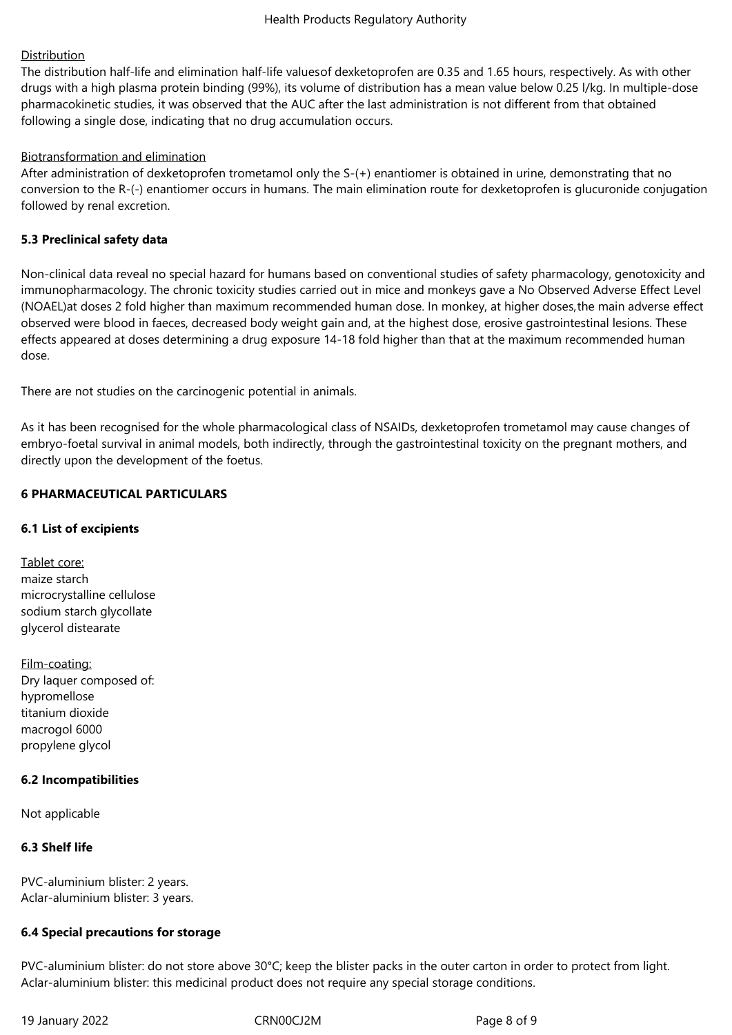Distribution

The distribution half-life and elimination half-life valuesof dexketoprofen are 0.35 and 1.65 hours, respectively. As with other drugs with a high plasma protein binding (99%), its volume of distribution has a mean value below 0.25 l/kg. In multiple-dose pharmacokinetic studies, it was observed that the AUC after the last administration is not different from that obtained following a single dose, indicating that no drug accumulation occurs.

Biotransformation and elimination

After administration of dexketoprofen trometamol only the S-(+) enantiomer is obtained in urine, demonstrating that no conversion to the R-(-) enantiomer occurs in humans. The main elimination route for dexketoprofen is glucuronide conjugation followed by renal excretion.

### 5.3 Preclinical safety data

Non-clinical data reveal no special hazard for humans based on conventional studies of safety pharmacology, genotoxicity and immunopharmacology. The chronic toxicity studies carried out in mice and monkeys gave a No Observed Adverse Effect Level (NOAEL)at doses 2 fold higher than maximum recommended human dose. In monkey, at higher doses,the main adverse effect observed were blood in faeces, decreased body weight gain and, at the highest dose, erosive gastrointestinal lesions. These effects appeared at doses determining a drug exposure 14-18 fold higher than that at the maximum recommended human dose.

There are not studies on the carcinogenic potential in animals.

As it has been recognised for the whole pharmacological class of NSAIDs, dexketoprofen trometamol may cause changes of embryo-foetal survival in animal models, both indirectly, through the gastrointestinal toxicity on the pregnant mothers, and directly upon the development of the foetus.

## 6 PHARMACEUTICAL PARTICULARS

### 6.1 List of excipients

Tablet core:
maize starch
microcrystalline cellulose
sodium starch glycollate
glycerol distearate

Film-coating:
Dry laquer composed of:
hypromellose
titanium dioxide
macrogol 6000
propylene glycol

### 6.2 Incompatibilities

Not applicable

### 6.3 Shelf life

PVC-aluminium blister: 2 years.
Aclar-aluminium blister: 3 years.

### 6.4 Special precautions for storage

PVC-aluminium blister: do not store above 30°C; keep the blister packs in the outer carton in order to protect from light.
Aclar-aluminium blister: this medicinal product does not require any special storage conditions.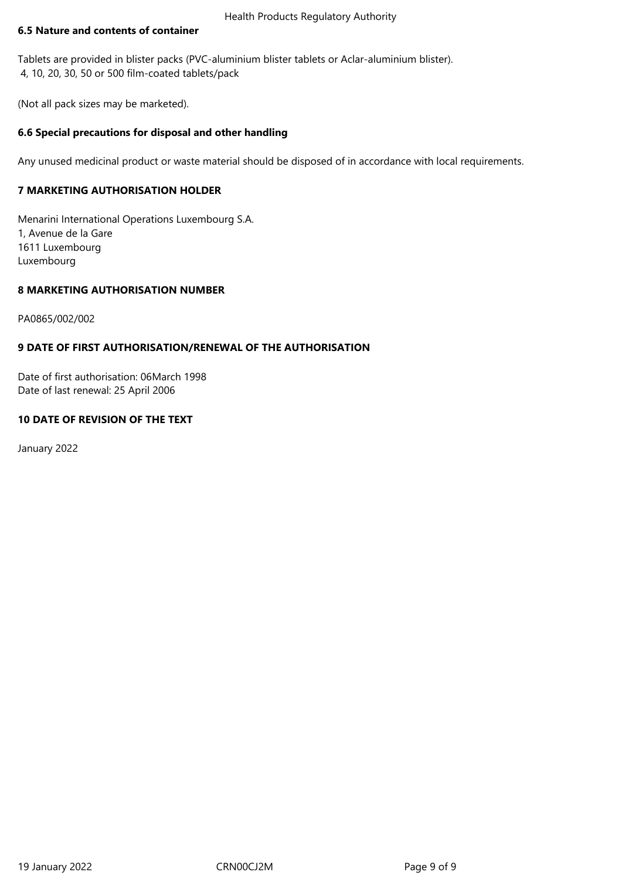## 6.5 Nature and contents of container

Tablets are provided in blister packs (PVC-aluminium blister tablets or Aclar-aluminium blister).
4, 10, 20, 30, 50 or 500 film-coated tablets/pack

(Not all pack sizes may be marketed).

## 6.6 Special precautions for disposal and other handling

Any unused medicinal product or waste material should be disposed of in accordance with local requirements.

# 7 MARKETING AUTHORISATION HOLDER

Menarini International Operations Luxembourg S.A.
1, Avenue de la Gare
1611 Luxembourg
Luxembourg

# 8 MARKETING AUTHORISATION NUMBER

PA0865/002/002

# 9 DATE OF FIRST AUTHORISATION/RENEWAL OF THE AUTHORISATION

Date of first authorisation: 06March 1998
Date of last renewal: 25 April 2006

# 10 DATE OF REVISION OF THE TEXT

January 2022